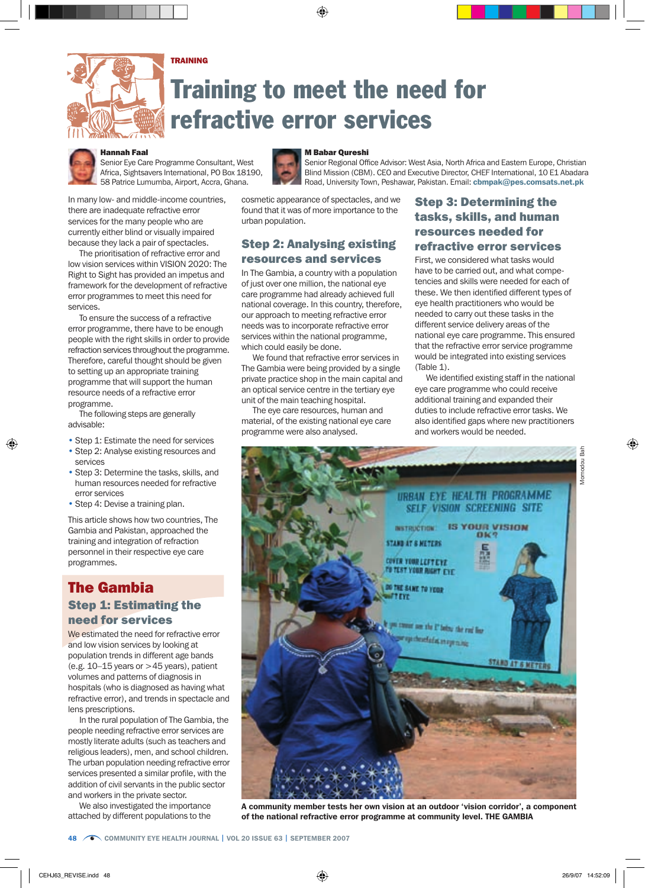TRAINING

# Training to meet the need for refractive error services

**Hannah Faal**
Senior Eye Care Programme Consultant, West Africa, Sightsavers International, PO Box 18190, 58 Patrice Lumumba, Airport, Accra, Ghana.

**M Babar Qureshi**
Senior Regional Office Advisor: West Asia, North Africa and Eastern Europe, Christian Blind Mission (CBM). CEO and Executive Director, CHEF International, 10 E1 Abadara Road, University Town, Peshawar, Pakistan. Email: **cbmpak@pes.comsats.net.pk**

In many low- and middle-income countries, there are inadequate refractive error services for the many people who are currently either blind or visually impaired because they lack a pair of spectacles.

The prioritisation of refractive error and low vision services within VISION 2020: The Right to Sight has provided an impetus and framework for the development of refractive error programmes to meet this need for services.

To ensure the success of a refractive error programme, there have to be enough people with the right skills in order to provide refraction services throughout the programme. Therefore, careful thought should be given to setting up an appropriate training programme that will support the human resource needs of a refractive error programme.

The following steps are generally advisable:

- Step 1: Estimate the need for services
- Step 2: Analyse existing resources and services
- Step 3: Determine the tasks, skills, and human resources needed for refractive error services
- Step 4: Devise a training plan.

This article shows how two countries, The Gambia and Pakistan, approached the training and integration of refraction personnel in their respective eye care programmes.

## The Gambia

### Step 1: Estimating the need for services

We estimated the need for refractive error and low vision services by looking at population trends in different age bands (e.g. 10–15 years or >45 years), patient volumes and patterns of diagnosis in hospitals (who is diagnosed as having what refractive error), and trends in spectacle and lens prescriptions.

In the rural population of The Gambia, the people needing refractive error services are mostly literate adults (such as teachers and religious leaders), men, and school children. The urban population needing refractive error services presented a similar profile, with the addition of civil servants in the public sector and workers in the private sector.

We also investigated the importance attached by different populations to the cosmetic appearance of spectacles, and we found that it was of more importance to the urban population.

### Step 2: Analysing existing resources and services

In The Gambia, a country with a population of just over one million, the national eye care programme had already achieved full national coverage. In this country, therefore, our approach to meeting refractive error needs was to incorporate refractive error services within the national programme, which could easily be done.

We found that refractive error services in The Gambia were being provided by a single private practice shop in the main capital and an optical service centre in the tertiary eye unit of the main teaching hospital.

The eye care resources, human and material, of the existing national eye care programme were also analysed.

### Step 3: Determining the tasks, skills, and human resources needed for refractive error services

First, we considered what tasks would have to be carried out, and what competencies and skills were needed for each of these. We then identified different types of eye health practitioners who would be needed to carry out these tasks in the different service delivery areas of the national eye care programme. This ensured that the refractive error service programme would be integrated into existing services (Table 1).

We identified existing staff in the national eye care programme who could receive additional training and expanded their duties to include refractive error tasks. We also identified gaps where new practitioners and workers would be needed.

Momodou Bah

A community member tests her own vision at an outdoor 'vision corridor', a component of the national refractive error programme at community level. THE GAMBIA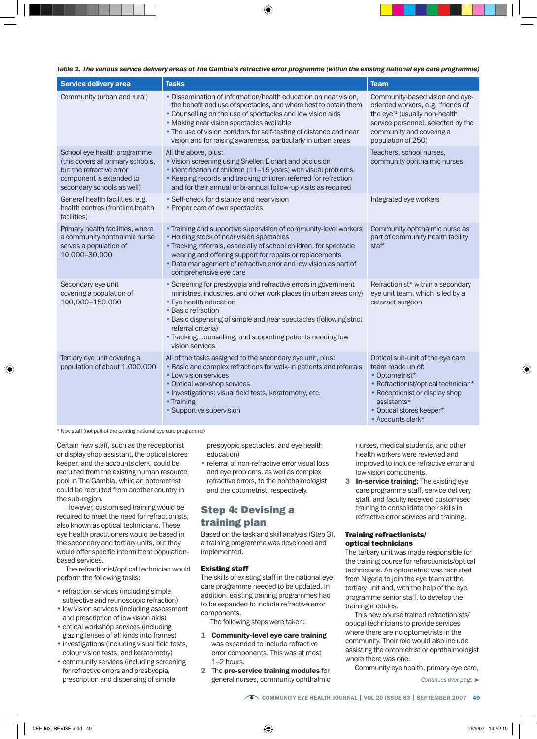*Table 1. The various service delivery areas of The Gambia's refractive error programme (within the existing national eye care programme)*

| Service delivery area | Tasks | Team |
|---|---|---|
| Community (urban and rural) | • Dissemination of information/health education on near vision, the benefit and use of spectacles, and where best to obtain them<br>• Counselling on the use of spectacles and low vision aids<br>• Making near vision spectacles available<br>• The use of vision corridors for self-testing of distance and near vision and for raising awareness, particularly in urban areas | Community-based vision and eye-oriented workers, e.g. 'friends of the eye'[1] (usually non-health service personnel, selected by the community and covering a population of 250) |
| School eye health programme (this covers all primary schools, but the refractive error component is extended to secondary schools as well) | All the above, plus:<br>• Vision screening using Snellen E chart and occlusion<br>• Identification of children (11–15 years) with visual problems<br>• Keeping records and tracking children referred for refraction and for their annual or bi-annual follow-up visits as required | Teachers, school nurses, community ophthalmic nurses |
| General health facilities, e.g. health centres (frontline health facilities) | • Self-check for distance and near vision<br>• Proper care of own spectacles | Integrated eye workers |
| Primary health facilities, where a community ophthalmic nurse serves a population of 10,000–30,000 | • Training and supportive supervision of community-level workers<br>• Holding stock of near vision spectacles<br>• Tracking referrals, especially of school children, for spectacle wearing and offering support for repairs or replacements<br>• Data management of refractive error and low vision as part of comprehensive eye care | Community ophthalmic nurse as part of community health facility staff |
| Secondary eye unit covering a population of 100,000–150,000 | • Screening for presbyopia and refractive errors in government ministries, industries, and other work places (in urban areas only)<br>• Eye health education<br>• Basic refraction<br>• Basic dispensing of simple and near spectacles (following strict referral criteria)<br>• Tracking, counselling, and supporting patients needing low vision services | Refractionist* within a secondary eye unit team, which is led by a cataract surgeon |
| Tertiary eye unit covering a population of about 1,000,000 | All of the tasks assigned to the secondary eye unit, plus:<br>• Basic and complex refractions for walk-in patients and referrals<br>• Low vision services<br>• Optical workshop services<br>• Investigations: visual field tests, keratometry, etc.<br>• Training<br>• Supportive supervision | Optical sub-unit of the eye care team made up of:<br>• Optometrist*<br>• Refractionist/optical technician*<br>• Receptionist or display shop assistants*<br>• Optical stores keeper*<br>• Accounts clerk* |

\* New staff (not part of the existing national eye care programme)

Certain new staff, such as the receptionist or display shop assistant, the optical stores keeper, and the accounts clerk, could be recruited from the existing human resource pool in The Gambia, while an optometrist could be recruited from another country in the sub-region.

However, customised training would be required to meet the need for refractionists, also known as optical technicians. These eye health practitioners would be based in the secondary and tertiary units, but they would offer specific intermittent population-based services.

The refractionist/optical technician would perform the following tasks:

- refraction services (including simple subjective and retinoscopic refraction)
- low vision services (including assessment and prescription of low vision aids)
- optical workshop services (including glazing lenses of all kinds into frames)
- investigations (including visual field tests, colour vision tests, and keratometry)
- community services (including screening for refractive errors and presbyopia, prescription and dispensing of simple presbyopic spectacles, and eye health education)
- referral of non-refractive error visual loss and eye problems, as well as complex refractive errors, to the ophthalmologist and the optometrist, respectively.

## Step 4: Devising a training plan

Based on the task and skill analysis (Step 3), a training programme was developed and implemented.

### Existing staff

The skills of existing staff in the national eye care programme needed to be updated. In addition, existing training programmes had to be expanded to include refractive error components.

The following steps were taken:

1. **Community-level eye care training** was expanded to include refractive error components. This was at most 1–2 hours.
2. The **pre-service training modules** for general nurses, community ophthalmic nurses, medical students, and other health workers were reviewed and improved to include refractive error and low vision components.
3. **In-service training:** The existing eye care programme staff, service delivery staff, and faculty received customised training to consolidate their skills in refractive error services and training.

### Training refractionists/ optical technicians

The tertiary unit was made responsible for the training course for refractionists/optical technicians. An optometrist was recruited from Nigeria to join the eye team at the tertiary unit and, with the help of the eye programme senior staff, to develop the training modules.

This new course trained refractionists/ optical technicians to provide services where there are no optometrists in the community. Their role would also include assisting the optometrist or ophthalmologist where there was one.

Community eye health, primary eye care,

*Continues over page ➤*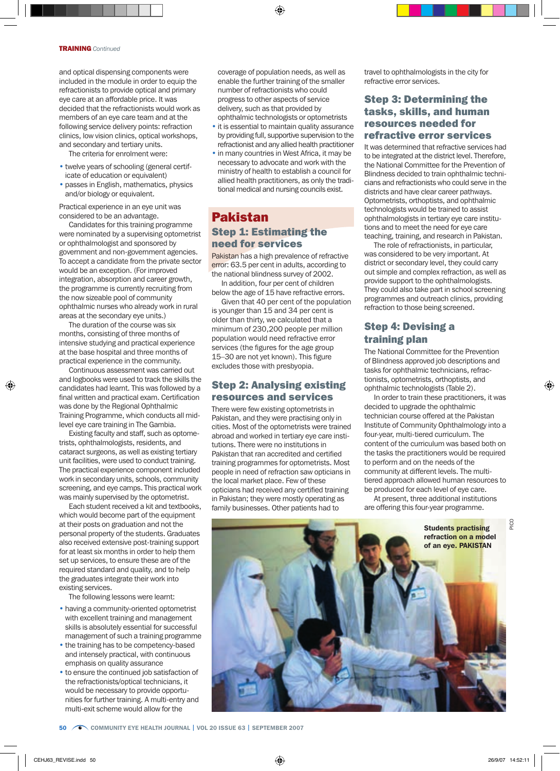and optical dispensing components were included in the module in order to equip the refractionists to provide optical and primary eye care at an affordable price. It was decided that the refractionists would work as members of an eye care team and at the following service delivery points: refraction clinics, low vision clinics, optical workshops, and secondary and tertiary units.

The criteria for enrolment were:

- twelve years of schooling (general certificate of education or equivalent)
- passes in English, mathematics, physics and/or biology or equivalent.

Practical experience in an eye unit was considered to be an advantage.

Candidates for this training programme were nominated by a supervising optometrist or ophthalmologist and sponsored by government and non-government agencies. To accept a candidate from the private sector would be an exception. (For improved integration, absorption and career growth, the programme is currently recruiting from the now sizeable pool of community ophthalmic nurses who already work in rural areas at the secondary eye units.)

The duration of the course was six months, consisting of three months of intensive studying and practical experience at the base hospital and three months of practical experience in the community.

Continuous assessment was carried out and logbooks were used to track the skills the candidates had learnt. This was followed by a final written and practical exam. Certification was done by the Regional Ophthalmic Training Programme, which conducts all mid-level eye care training in The Gambia.

Existing faculty and staff, such as optometrists, ophthalmologists, residents, and cataract surgeons, as well as existing tertiary unit facilities, were used to conduct training. The practical experience component included work in secondary units, schools, community screening, and eye camps. This practical work was mainly supervised by the optometrist.

Each student received a kit and textbooks, which would become part of the equipment at their posts on graduation and not the personal property of the students. Graduates also received extensive post-training support for at least six months in order to help them set up services, to ensure these are of the required standard and quality, and to help the graduates integrate their work into existing services.

The following lessons were learnt:

- having a community-oriented optometrist with excellent training and management skills is absolutely essential for successful management of such a training programme
- the training has to be competency-based and intensely practical, with continuous emphasis on quality assurance
- to ensure the continued job satisfaction of the refractionists/optical technicians, it would be necessary to provide opportunities for further training. A multi-entry and multi-exit scheme would allow for the coverage of population needs, as well as enable the further training of the smaller number of refractionists who could progress to other aspects of service delivery, such as that provided by ophthalmic technologists or optometrists
- it is essential to maintain quality assurance by providing full, supportive supervision to the refractionist and any allied health practitioner
- in many countries in West Africa, it may be necessary to advocate and work with the ministry of health to establish a council for allied health practitioners, as only the traditional medical and nursing councils exist.

## Pakistan

### Step 1: Estimating the need for services

Pakistan has a high prevalence of refractive error: 63.5 per cent in adults, according to the national blindness survey of 2002.

In addition, four per cent of children below the age of 15 have refractive errors.

Given that 40 per cent of the population is younger than 15 and 34 per cent is older than thirty, we calculated that a minimum of 230,200 people per million population would need refractive error services (the figures for the age group 15–30 are not yet known). This figure excludes those with presbyopia.

### Step 2: Analysing existing resources and services

There were few existing optometrists in Pakistan, and they were practising only in cities. Most of the optometrists were trained abroad and worked in tertiary eye care institutions. There were no institutions in Pakistan that ran accredited and certified training programmes for optometrists. Most people in need of refraction saw opticians in the local market place. Few of these opticians had received any certified training in Pakistan; they were mostly operating as family businesses. Other patients had to travel to ophthalmologists in the city for refractive error services.

### Step 3: Determining the tasks, skills, and human resources needed for refractive error services

It was determined that refractive services had to be integrated at the district level. Therefore, the National Committee for the Prevention of Blindness decided to train ophthalmic technicians and refractionists who could serve in the districts and have clear career pathways. Optometrists, orthoptists, and ophthalmic technologists would be trained to assist ophthalmologists in tertiary eye care institutions and to meet the need for eye care teaching, training, and research in Pakistan.

The role of refractionists, in particular, was considered to be very important. At district or secondary level, they could carry out simple and complex refraction, as well as provide support to the ophthalmologists. They could also take part in school screening programmes and outreach clinics, providing refraction to those being screened.

### Step 4: Devising a training plan

The National Committee for the Prevention of Blindness approved job descriptions and tasks for ophthalmic technicians, refractionists, optometrists, orthoptists, and ophthalmic technologists (Table 2).

In order to train these practitioners, it was decided to upgrade the ophthalmic technician course offered at the Pakistan Institute of Community Ophthalmology into a four-year, multi-tiered curriculum. The content of the curriculum was based both on the tasks the practitioners would be required to perform and on the needs of the community at different levels. The multi-tiered approach allowed human resources to be produced for each level of eye care.

At present, three additional institutions are offering this four-year programme.

Students practising refraction on a model of an eye. PAKISTAN

PICO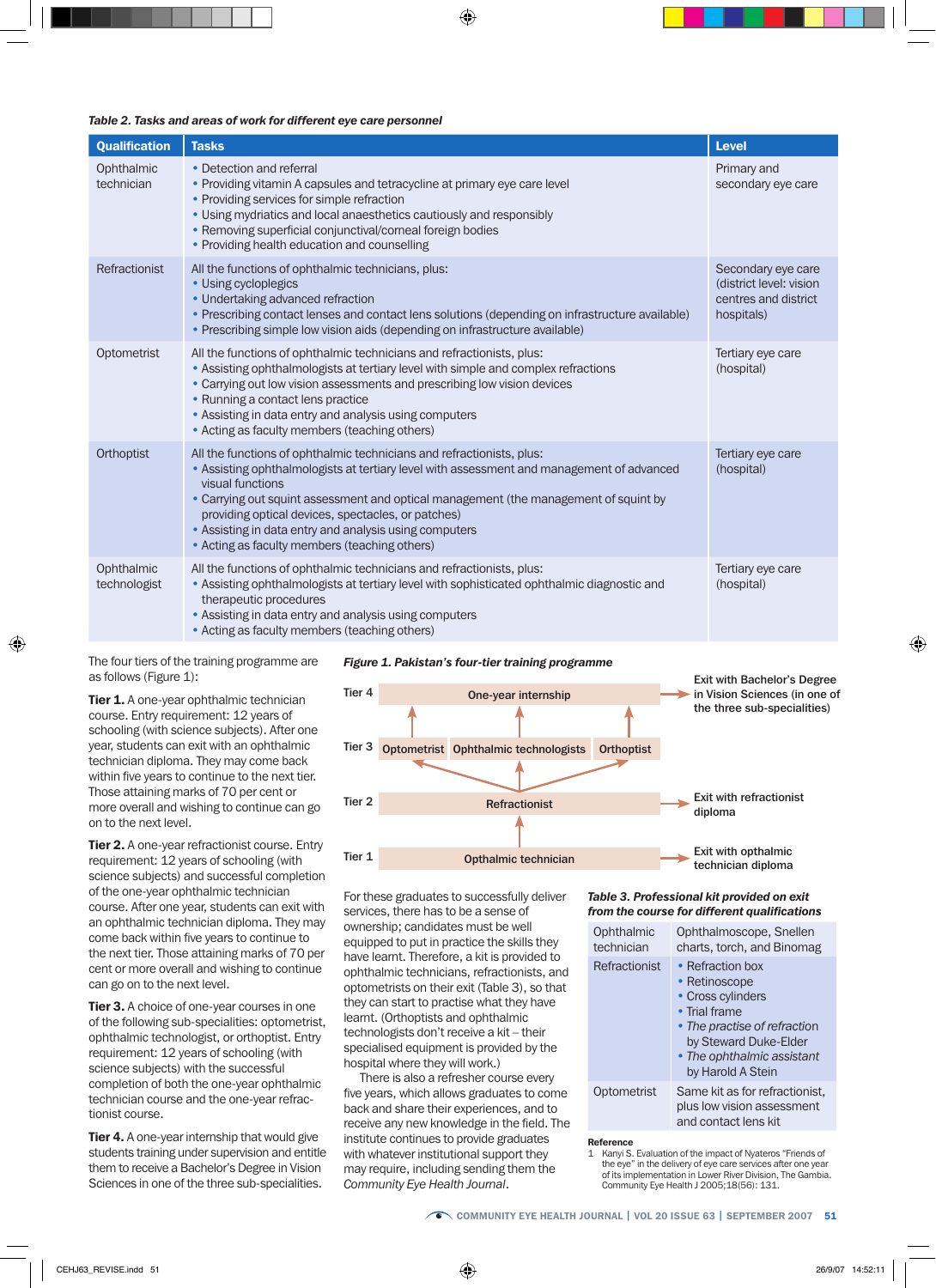*Table 2. Tasks and areas of work for different eye care personnel*

| Qualification | Tasks | Level |
|---|---|---|
| Ophthalmic technician | • Detection and referral<br>• Providing vitamin A capsules and tetracycline at primary eye care level<br>• Providing services for simple refraction<br>• Using mydriatics and local anaesthetics cautiously and responsibly<br>• Removing superficial conjunctival/corneal foreign bodies<br>• Providing health education and counselling | Primary and secondary eye care |
| Refractionist | All the functions of ophthalmic technicians, plus:<br>• Using cycloplegics<br>• Undertaking advanced refraction<br>• Prescribing contact lenses and contact lens solutions (depending on infrastructure available)<br>• Prescribing simple low vision aids (depending on infrastructure available) | Secondary eye care (district level: vision centres and district hospitals) |
| Optometrist | All the functions of ophthalmic technicians and refractionists, plus:<br>• Assisting ophthalmologists at tertiary level with simple and complex refractions<br>• Carrying out low vision assessments and prescribing low vision devices<br>• Running a contact lens practice<br>• Assisting in data entry and analysis using computers<br>• Acting as faculty members (teaching others) | Tertiary eye care (hospital) |
| Orthoptist | All the functions of ophthalmic technicians and refractionists, plus:<br>• Assisting ophthalmologists at tertiary level with assessment and management of advanced visual functions<br>• Carrying out squint assessment and optical management (the management of squint by providing optical devices, spectacles, or patches)<br>• Assisting in data entry and analysis using computers<br>• Acting as faculty members (teaching others) | Tertiary eye care (hospital) |
| Ophthalmic technologist | All the functions of ophthalmic technicians and refractionists, plus:<br>• Assisting ophthalmologists at tertiary level with sophisticated ophthalmic diagnostic and therapeutic procedures<br>• Assisting in data entry and analysis using computers<br>• Acting as faculty members (teaching others) | Tertiary eye care (hospital) |

The four tiers of the training programme are as follows (Figure 1):

**Tier 1.** A one-year ophthalmic technician course. Entry requirement: 12 years of schooling (with science subjects). After one year, students can exit with an ophthalmic technician diploma. They may come back within five years to continue to the next tier. Those attaining marks of 70 per cent or more overall and wishing to continue can go on to the next level.

**Tier 2.** A one-year refractionist course. Entry requirement: 12 years of schooling (with science subjects) and successful completion of the one-year ophthalmic technician course. After one year, students can exit with an ophthalmic technician diploma. They may come back within five years to continue to the next tier. Those attaining marks of 70 per cent or more overall and wishing to continue can go on to the next level.

**Tier 3.** A choice of one-year courses in one of the following sub-specialities: optometrist, ophthalmic technologist, or orthoptist. Entry requirement: 12 years of schooling (with science subjects) with the successful completion of both the one-year ophthalmic technician course and the one-year refractionist course.

**Tier 4.** A one-year internship that would give students training under supervision and entitle them to receive a Bachelor's Degree in Vision Sciences in one of the three sub-specialities.

*Figure 1. Pakistan's four-tier training programme*

Tier 4
One-year internship
Exit with Bachelor's Degree in Vision Sciences (in one of the three sub-specialities)
Tier 3
Optometrist
Ophthalmic technologists
Orthoptist
Tier 2
Refractionist
Exit with refractionist diploma
Tier 1
Opthalmic technician
Exit with opthalmic technician diploma

For these graduates to successfully deliver services, there has to be a sense of ownership; candidates must be well equipped to put in practice the skills they have learnt. Therefore, a kit is provided to ophthalmic technicians, refractionists, and optometrists on their exit (Table 3), so that they can start to practise what they have learnt. (Orthoptists and ophthalmic technologists don't receive a kit – their specialised equipment is provided by the hospital where they will work.)

There is also a refresher course every five years, which allows graduates to come back and share their experiences, and to receive any new knowledge in the field. The institute continues to provide graduates with whatever institutional support they may require, including sending them the *Community Eye Health Journal*.

*Table 3. Professional kit provided on exit from the course for different qualifications*

| | |
|---|---|
| Ophthalmic technician | Ophthalmoscope, Snellen charts, torch, and Binomag |
| Refractionist | • Refraction box<br>• Retinoscope<br>• Cross cylinders<br>• Trial frame<br>• *The practise of refraction* by Steward Duke-Elder<br>• *The ophthalmic assistant* by Harold A Stein |
| Optometrist | Same kit as for refractionist, plus low vision assessment and contact lens kit |

**Reference**

1 Kanyi S. Evaluation of the impact of Nyateros "Friends of the eye" in the delivery of eye care services after one year of its implementation in Lower River Division, The Gambia. Community Eye Health J 2005;18(56): 131.